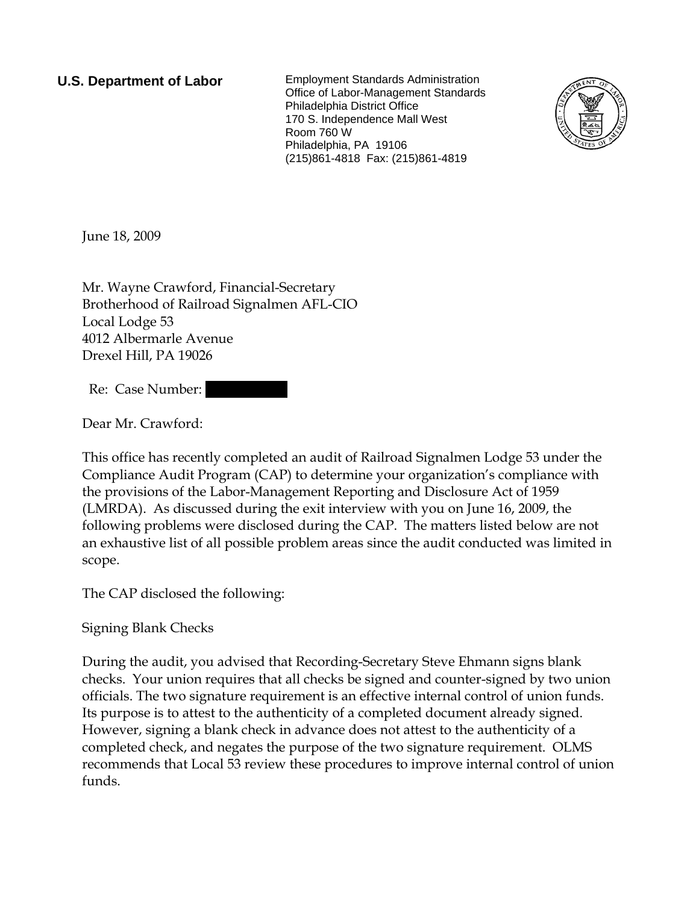**U.S. Department of Labor**

Employment Standards Administration
Office of Labor-Management Standards
Philadelphia District Office
170 S. Independence Mall West
Room 760 W
Philadelphia, PA 19106
(215)861-4818 Fax: (215)861-4819

June 18, 2009

Mr. Wayne Crawford, Financial-Secretary
Brotherhood of Railroad Signalmen AFL-CIO
Local Lodge 53
4012 Albermarle Avenue
Drexel Hill, PA 19026

Re: Case Number: [REDACTED]

Dear Mr. Crawford:

This office has recently completed an audit of Railroad Signalmen Lodge 53 under the Compliance Audit Program (CAP) to determine your organization's compliance with the provisions of the Labor-Management Reporting and Disclosure Act of 1959 (LMRDA). As discussed during the exit interview with you on June 16, 2009, the following problems were disclosed during the CAP. The matters listed below are not an exhaustive list of all possible problem areas since the audit conducted was limited in scope.

The CAP disclosed the following:

Signing Blank Checks

During the audit, you advised that Recording-Secretary Steve Ehmann signs blank checks. Your union requires that all checks be signed and counter-signed by two union officials. The two signature requirement is an effective internal control of union funds. Its purpose is to attest to the authenticity of a completed document already signed. However, signing a blank check in advance does not attest to the authenticity of a completed check, and negates the purpose of the two signature requirement. OLMS recommends that Local 53 review these procedures to improve internal control of union funds.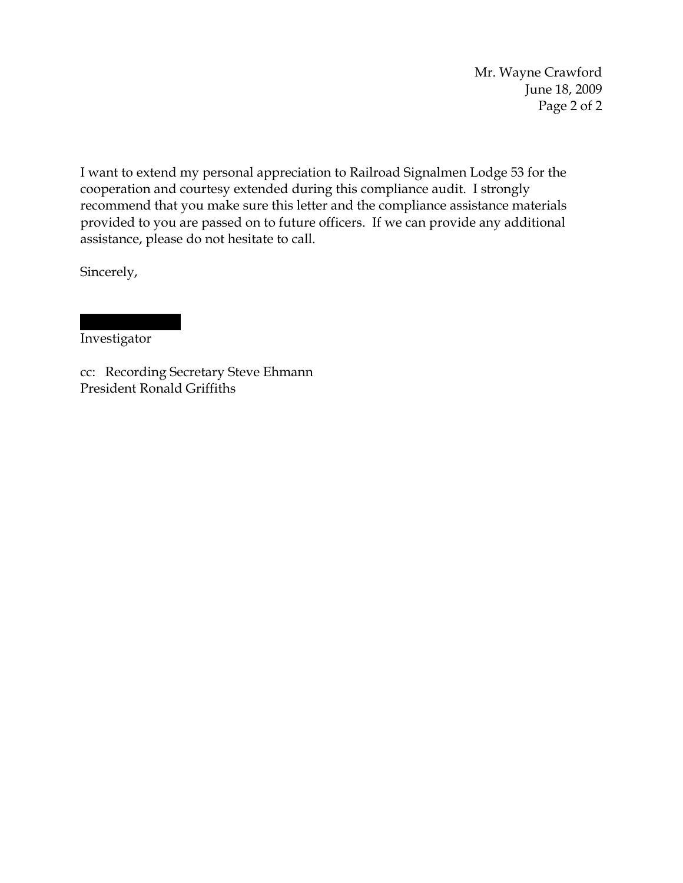I want to extend my personal appreciation to Railroad Signalmen Lodge 53 for the cooperation and courtesy extended during this compliance audit. I strongly recommend that you make sure this letter and the compliance assistance materials provided to you are passed on to future officers. If we can provide any additional assistance, please do not hesitate to call.

Sincerely,

Investigator

cc: Recording Secretary Steve Ehmann
President Ronald Griffiths